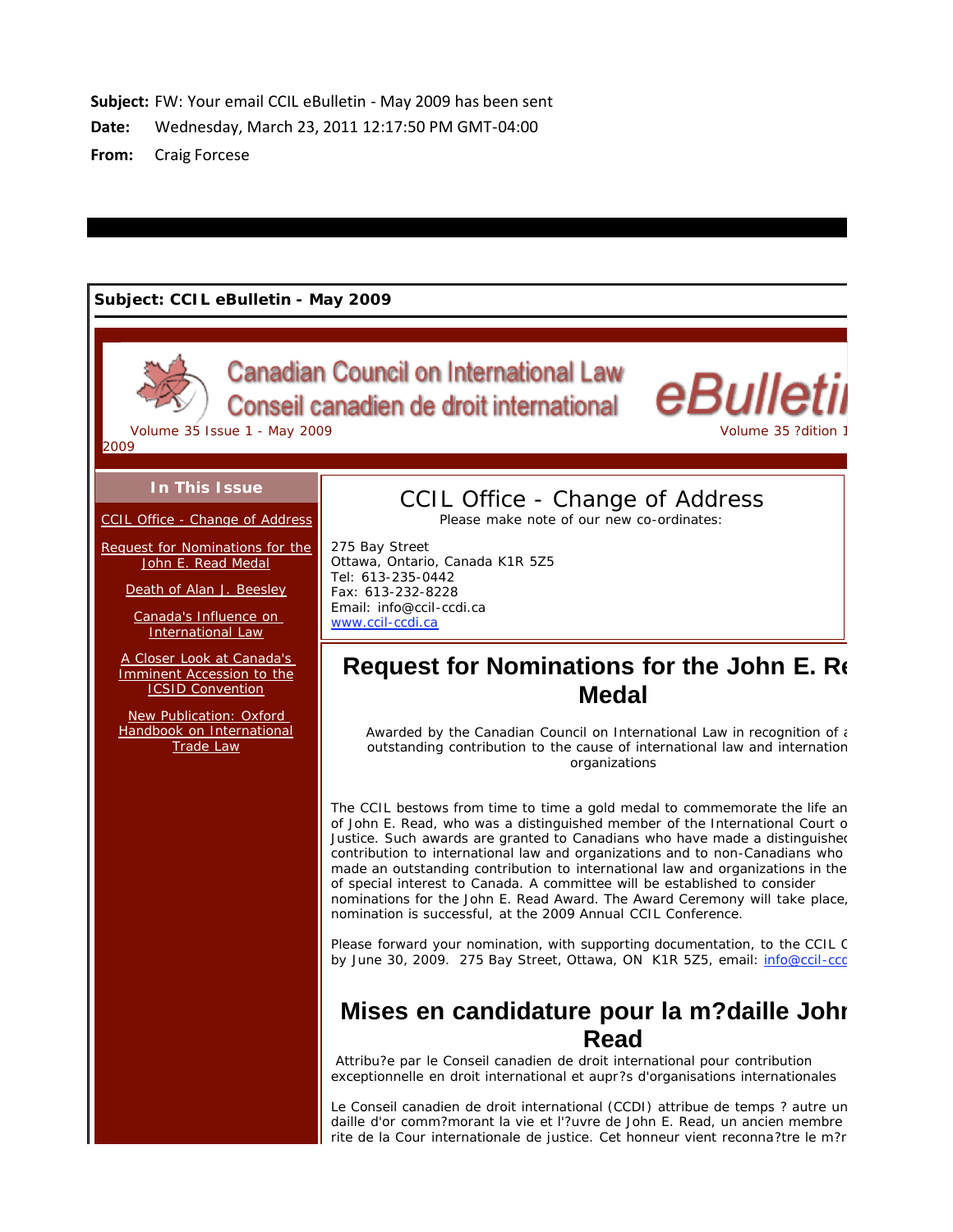**Subject:** FW: Your email CCIL eBulletin - May 2009 has been sent

**Date:** Wednesday, March 23, 2011 12:17:50 PM GMT-04:00

**From:** Craig Forcese

**Subject: CCIL eBulletin - May 2009**

Canadian Council on International Law
Conseil canadien de droit international

eBulleti

Volume 35 Issue 1 - May 2009

Volume 35 ?dition 1
2009

**In This Issue**

- CCIL Office - Change of Address
- Request for Nominations for the John E. Read Medal
- Death of Alan J. Beesley
- Canada's Influence on International Law
- A Closer Look at Canada's Imminent Accession to the ICSID Convention
- New Publication: Oxford Handbook on International Trade Law

## CCIL Office - Change of Address

Please make note of our new co-ordinates:

275 Bay Street
Ottawa, Ontario, Canada K1R 5Z5
Tel: 613-235-0442
Fax: 613-232-8228
Email: info@ccil-ccdi.ca
www.ccil-ccdi.ca

## Request for Nominations for the John E. Re Medal

Awarded by the Canadian Council on International Law in recognition of a outstanding contribution to the cause of international law and internation organizations

The CCIL bestows from time to time a gold medal to commemorate the life an of John E. Read, who was a distinguished member of the International Court o Justice. Such awards are granted to Canadians who have made a distinguished contribution to international law and organizations and to non-Canadians who made an outstanding contribution to international law and organizations in the of special interest to Canada. A committee will be established to consider nominations for the John E. Read Award. The Award Ceremony will take place, nomination is successful, at the 2009 Annual CCIL Conference.

Please forward your nomination, with supporting documentation, to the CCIL C by June 30, 2009. 275 Bay Street, Ottawa, ON K1R 5Z5, email: info@ccil-ccd

## Mises en candidature pour la m?daille John Read

Attribu?e par le Conseil canadien de droit international pour contribution exceptionnelle en droit international et aupr?s d'organisations internationales

Le Conseil canadien de droit international (CCDI) attribue de temps ? autre un daille d'or comm?morant la vie et l'?uvre de John E. Read, un ancien membre rite de la Cour internationale de justice. Cet honneur vient reconna?tre le m?r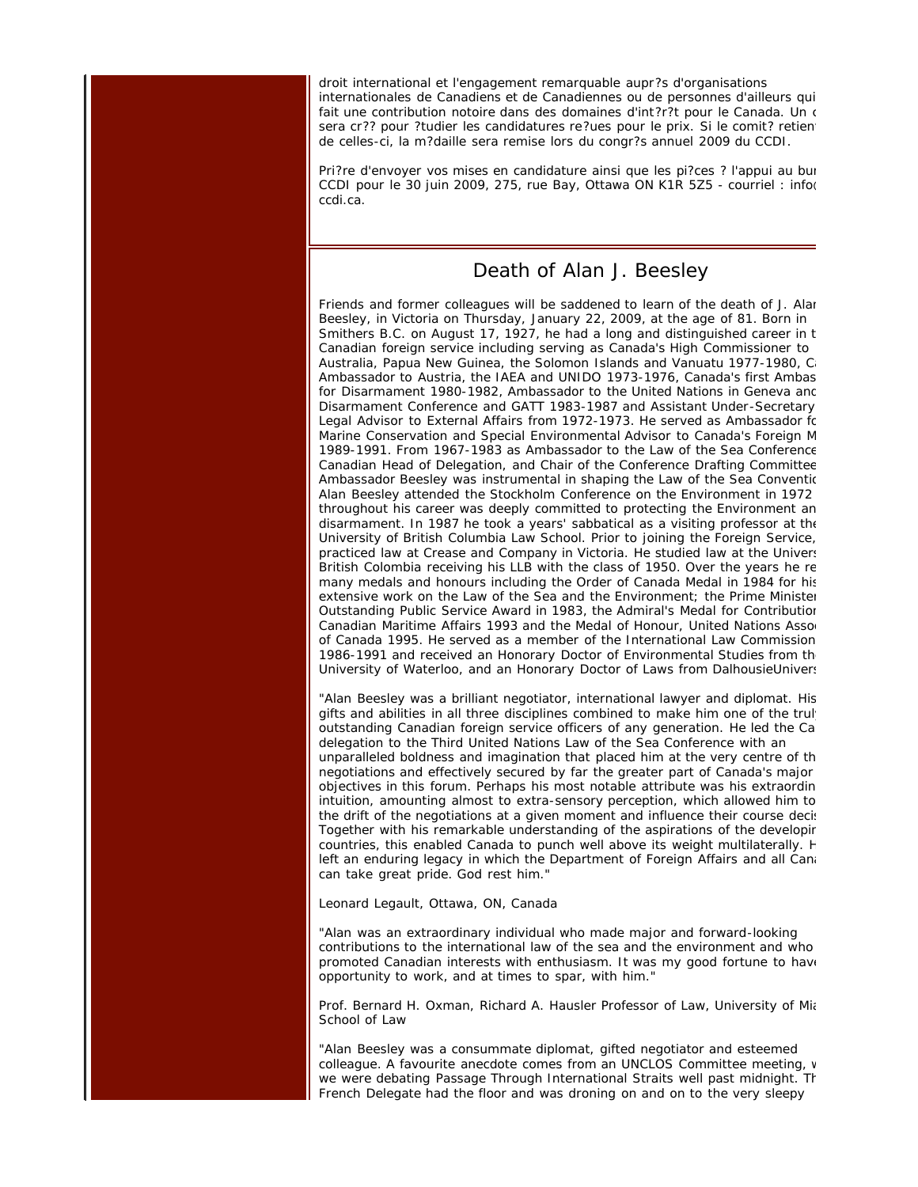droit international et l'engagement remarquable aupr?s d'organisations internationales de Canadiens et de Canadiennes ou de personnes d'ailleurs qui fait une contribution notoire dans des domaines d'int?r?t pour le Canada. Un c sera cr?? pour ?tudier les candidatures re?ues pour le prix. Si le comit? retien de celles-ci, la m?daille sera remise lors du congr?s annuel 2009 du CCDI.

Pri?re d'envoyer vos mises en candidature ainsi que les pi?ces ? l'appui au bu CCDI pour le 30 juin 2009, 275, rue Bay, Ottawa ON K1R 5Z5 - courriel : info ccdi.ca.

## Death of Alan J. Beesley

Friends and former colleagues will be saddened to learn of the death of J. Alan Beesley, in Victoria on Thursday, January 22, 2009, at the age of 81. Born in Smithers B.C. on August 17, 1927, he had a long and distinguished career in t Canadian foreign service including serving as Canada's High Commissioner to Australia, Papua New Guinea, the Solomon Islands and Vanuatu 1977-1980, C Ambassador to Austria, the IAEA and UNIDO 1973-1976, Canada's first Ambas for Disarmament 1980-1982, Ambassador to the United Nations in Geneva and Disarmament Conference and GATT 1983-1987 and Assistant Under-Secretary Legal Advisor to External Affairs from 1972-1973. He served as Ambassador fo Marine Conservation and Special Environmental Advisor to Canada's Foreign M 1989-1991. From 1967-1983 as Ambassador to the Law of the Sea Conference Canadian Head of Delegation, and Chair of the Conference Drafting Committee Ambassador Beesley was instrumental in shaping the Law of the Sea Conventio Alan Beesley attended the Stockholm Conference on the Environment in 1972 throughout his career was deeply committed to protecting the Environment an disarmament. In 1987 he took a years' sabbatical as a visiting professor at the University of British Columbia Law School. Prior to joining the Foreign Service, practiced law at Crease and Company in Victoria. He studied law at the Univers British Colombia receiving his LLB with the class of 1950. Over the years he re many medals and honours including the Order of Canada Medal in 1984 for his extensive work on the Law of the Sea and the Environment; the Prime Minister Outstanding Public Service Award in 1983, the Admiral's Medal for Contribution Canadian Maritime Affairs 1993 and the Medal of Honour, United Nations Asso of Canada 1995. He served as a member of the International Law Commission 1986-1991 and received an Honorary Doctor of Environmental Studies from th University of Waterloo, and an Honorary Doctor of Laws from DalhousieUnivers

"Alan Beesley was a brilliant negotiator, international lawyer and diplomat. His gifts and abilities in all three disciplines combined to make him one of the trul outstanding Canadian foreign service officers of any generation. He led the Ca delegation to the Third United Nations Law of the Sea Conference with an unparalleled boldness and imagination that placed him at the very centre of th negotiations and effectively secured by far the greater part of Canada's major objectives in this forum. Perhaps his most notable attribute was his extraordin intuition, amounting almost to extra-sensory perception, which allowed him to the drift of the negotiations at a given moment and influence their course deci Together with his remarkable understanding of the aspirations of the developin countries, this enabled Canada to punch well above its weight multilaterally. H left an enduring legacy in which the Department of Foreign Affairs and all Can can take great pride. God rest him."

Leonard Legault, Ottawa, ON, Canada

"Alan was an extraordinary individual who made major and forward-looking contributions to the international law of the sea and the environment and who promoted Canadian interests with enthusiasm. It was my good fortune to hav opportunity to work, and at times to spar, with him."

Prof. Bernard H. Oxman, Richard A. Hausler Professor of Law, University of Mia School of Law

"Alan Beesley was a consummate diplomat, gifted negotiator and esteemed colleague. A favourite anecdote comes from an UNCLOS Committee meeting, w we were debating Passage Through International Straits well past midnight. Th French Delegate had the floor and was droning on and on to the very sleepy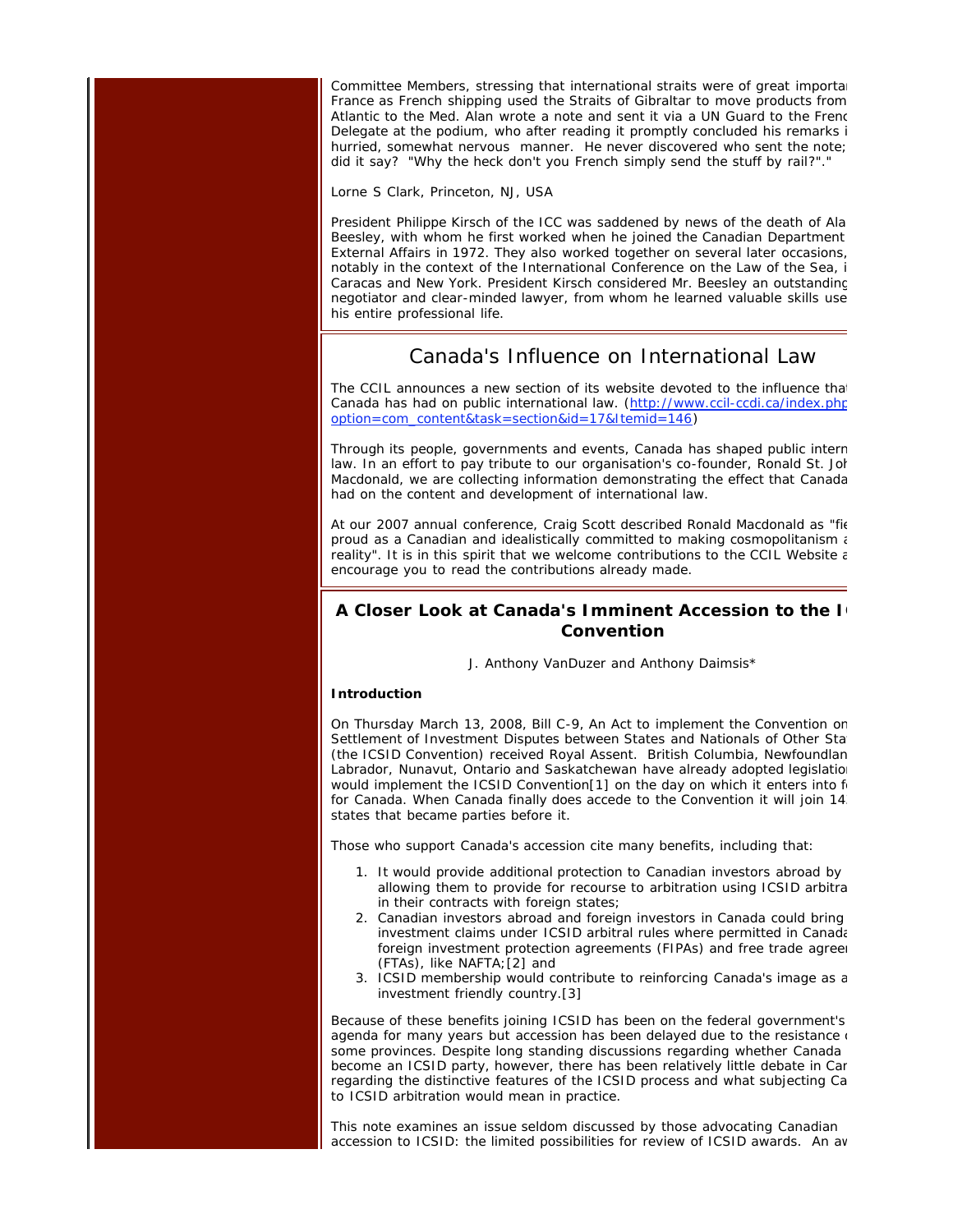Committee Members, stressing that international straits were of great importa France as French shipping used the Straits of Gibraltar to move products from Atlantic to the Med. Alan wrote a note and sent it via a UN Guard to the Frenc Delegate at the podium, who after reading it promptly concluded his remarks i hurried, somewhat nervous manner. He never discovered who sent the note; did it say? "Why the heck don't you French simply send the stuff by rail?"."

Lorne S Clark, Princeton, NJ, USA

President Philippe Kirsch of the ICC was saddened by news of the death of Ala Beesley, with whom he first worked when he joined the Canadian Department External Affairs in 1972. They also worked together on several later occasions, notably in the context of the International Conference on the Law of the Sea, i Caracas and New York. President Kirsch considered Mr. Beesley an outstanding negotiator and clear-minded lawyer, from whom he learned valuable skills use his entire professional life.

## Canada's Influence on International Law

The CCIL announces a new section of its website devoted to the influence tha Canada has had on public international law. (http://www.ccil-ccdi.ca/index.php option=com_content&task=section&id=17&Itemid=146)

Through its people, governments and events, Canada has shaped public intern law. In an effort to pay tribute to our organisation's co-founder, Ronald St. Joh Macdonald, we are collecting information demonstrating the effect that Canada had on the content and development of international law.

At our 2007 annual conference, Craig Scott described Ronald Macdonald as "fie proud as a Canadian and idealistically committed to making cosmopolitanism a reality". It is in this spirit that we welcome contributions to the CCIL Website a encourage you to read the contributions already made.

## A Closer Look at Canada's Imminent Accession to the I Convention

J. Anthony VanDuzer and Anthony Daimsis*

**Introduction**

On Thursday March 13, 2008, Bill C-9, An Act to implement the Convention on Settlement of Investment Disputes between States and Nationals of Other Sta (the ICSID Convention) received Royal Assent. British Columbia, Newfoundlan Labrador, Nunavut, Ontario and Saskatchewan have already adopted legislatio would implement the ICSID Convention[1] on the day on which it enters into f for Canada. When Canada finally does accede to the Convention it will join 14 states that became parties before it.

Those who support Canada's accession cite many benefits, including that:

1. It would provide additional protection to Canadian investors abroad by allowing them to provide for recourse to arbitration using ICSID arbitra in their contracts with foreign states;
2. Canadian investors abroad and foreign investors in Canada could bring investment claims under ICSID arbitral rules where permitted in Canada foreign investment protection agreements (FIPAs) and free trade agree (FTAs), like NAFTA;[2] and
3. ICSID membership would contribute to reinforcing Canada's image as a investment friendly country.[3]

Because of these benefits joining ICSID has been on the federal government's agenda for many years but accession has been delayed due to the resistance some provinces. Despite long standing discussions regarding whether Canada become an ICSID party, however, there has been relatively little debate in Car regarding the distinctive features of the ICSID process and what subjecting Ca to ICSID arbitration would mean in practice.

This note examines an issue seldom discussed by those advocating Canadian accession to ICSID: the limited possibilities for review of ICSID awards. An av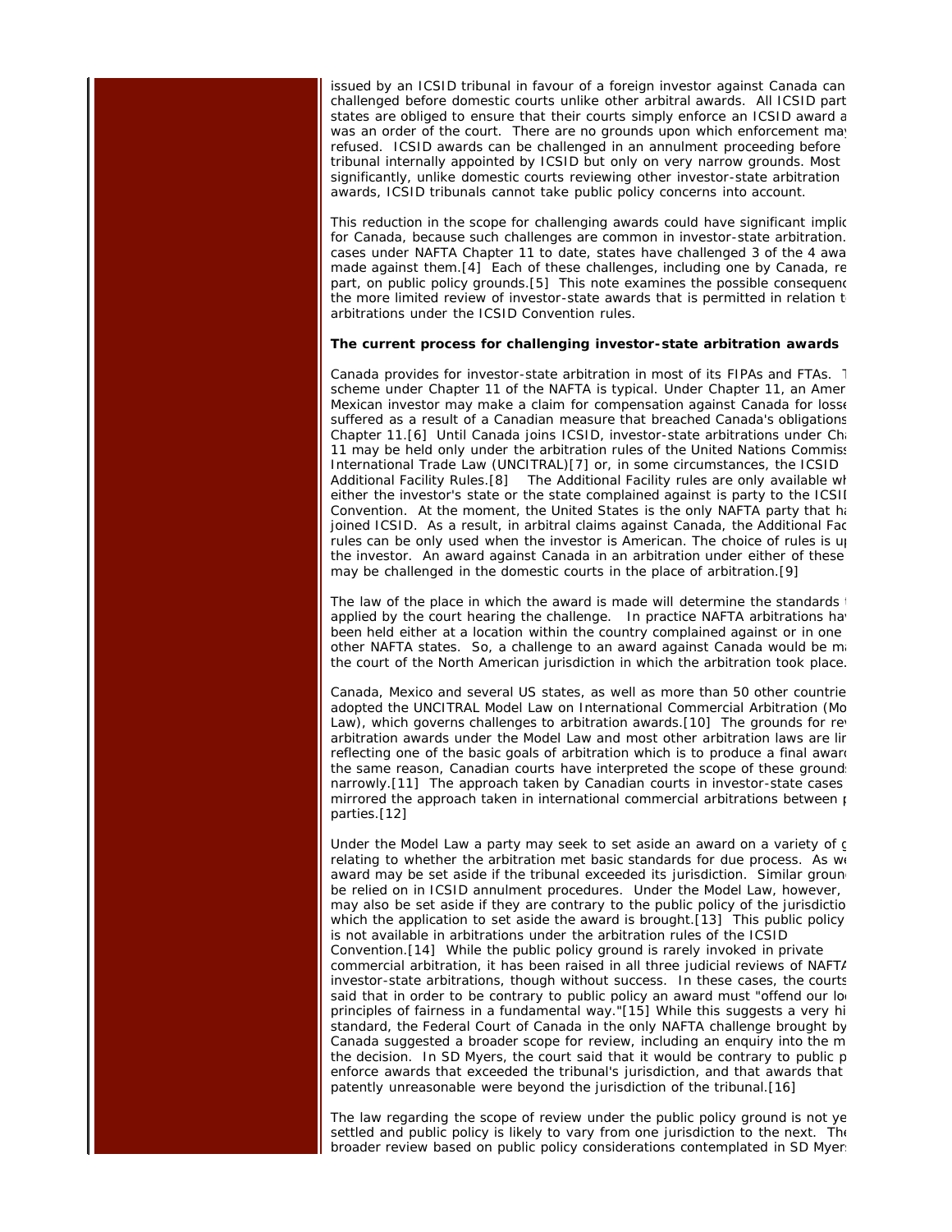issued by an ICSID tribunal in favour of a foreign investor against Canada can challenged before domestic courts unlike other arbitral awards. All ICSID part states are obliged to ensure that their courts simply enforce an ICSID award a was an order of the court. There are no grounds upon which enforcement may refused. ICSID awards can be challenged in an annulment proceeding before tribunal internally appointed by ICSID but only on very narrow grounds. Most significantly, unlike domestic courts reviewing other investor-state arbitration awards, ICSID tribunals cannot take public policy concerns into account.

This reduction in the scope for challenging awards could have significant implic for Canada, because such challenges are common in investor-state arbitration. cases under NAFTA Chapter 11 to date, states have challenged 3 of the 4 awa made against them.[4] Each of these challenges, including one by Canada, re part, on public policy grounds.[5] This note examines the possible consequenc the more limited review of investor-state awards that is permitted in relation t arbitrations under the ICSID Convention rules.

**The current process for challenging investor-state arbitration awards**

Canada provides for investor-state arbitration in most of its FIPAs and FTAs. T scheme under Chapter 11 of the NAFTA is typical. Under Chapter 11, an Amer Mexican investor may make a claim for compensation against Canada for losse suffered as a result of a Canadian measure that breached Canada's obligations Chapter 11.[6] Until Canada joins ICSID, investor-state arbitrations under Cha 11 may be held only under the arbitration rules of the United Nations Commiss International Trade Law (UNCITRAL)[7] or, in some circumstances, the ICSID Additional Facility Rules.[8] The Additional Facility rules are only available wh either the investor's state or the state complained against is party to the ICSID Convention. At the moment, the United States is the only NAFTA party that ha joined ICSID. As a result, in arbitral claims against Canada, the Additional Fac rules can be only used when the investor is American. The choice of rules is up the investor. An award against Canada in an arbitration under either of these may be challenged in the domestic courts in the place of arbitration.[9]

The law of the place in which the award is made will determine the standards t applied by the court hearing the challenge. In practice NAFTA arbitrations hav been held either at a location within the country complained against or in one other NAFTA states. So, a challenge to an award against Canada would be ma the court of the North American jurisdiction in which the arbitration took place.

Canada, Mexico and several US states, as well as more than 50 other countrie adopted the UNCITRAL Model Law on International Commercial Arbitration (Mo Law), which governs challenges to arbitration awards.[10] The grounds for rev arbitration awards under the Model Law and most other arbitration laws are lin reflecting one of the basic goals of arbitration which is to produce a final award the same reason, Canadian courts have interpreted the scope of these grounds narrowly.[11] The approach taken by Canadian courts in investor-state cases mirrored the approach taken in international commercial arbitrations between p parties.[12]

Under the Model Law a party may seek to set aside an award on a variety of g relating to whether the arbitration met basic standards for due process. As we award may be set aside if the tribunal exceeded its jurisdiction. Similar ground be relied on in ICSID annulment procedures. Under the Model Law, however, may also be set aside if they are contrary to the public policy of the jurisdictio which the application to set aside the award is brought.[13] This public policy is not available in arbitrations under the arbitration rules of the ICSID Convention.[14] While the public policy ground is rarely invoked in private commercial arbitration, it has been raised in all three judicial reviews of NAFTA investor-state arbitrations, though without success. In these cases, the courts said that in order to be contrary to public policy an award must "offend our loc principles of fairness in a fundamental way."[15] While this suggests a very hi standard, the Federal Court of Canada in the only NAFTA challenge brought by Canada suggested a broader scope for review, including an enquiry into the m the decision. In SD Myers, the court said that it would be contrary to public p enforce awards that exceeded the tribunal's jurisdiction, and that awards that patently unreasonable were beyond the jurisdiction of the tribunal.[16]

The law regarding the scope of review under the public policy ground is not ye settled and public policy is likely to vary from one jurisdiction to the next. The broader review based on public policy considerations contemplated in SD Myers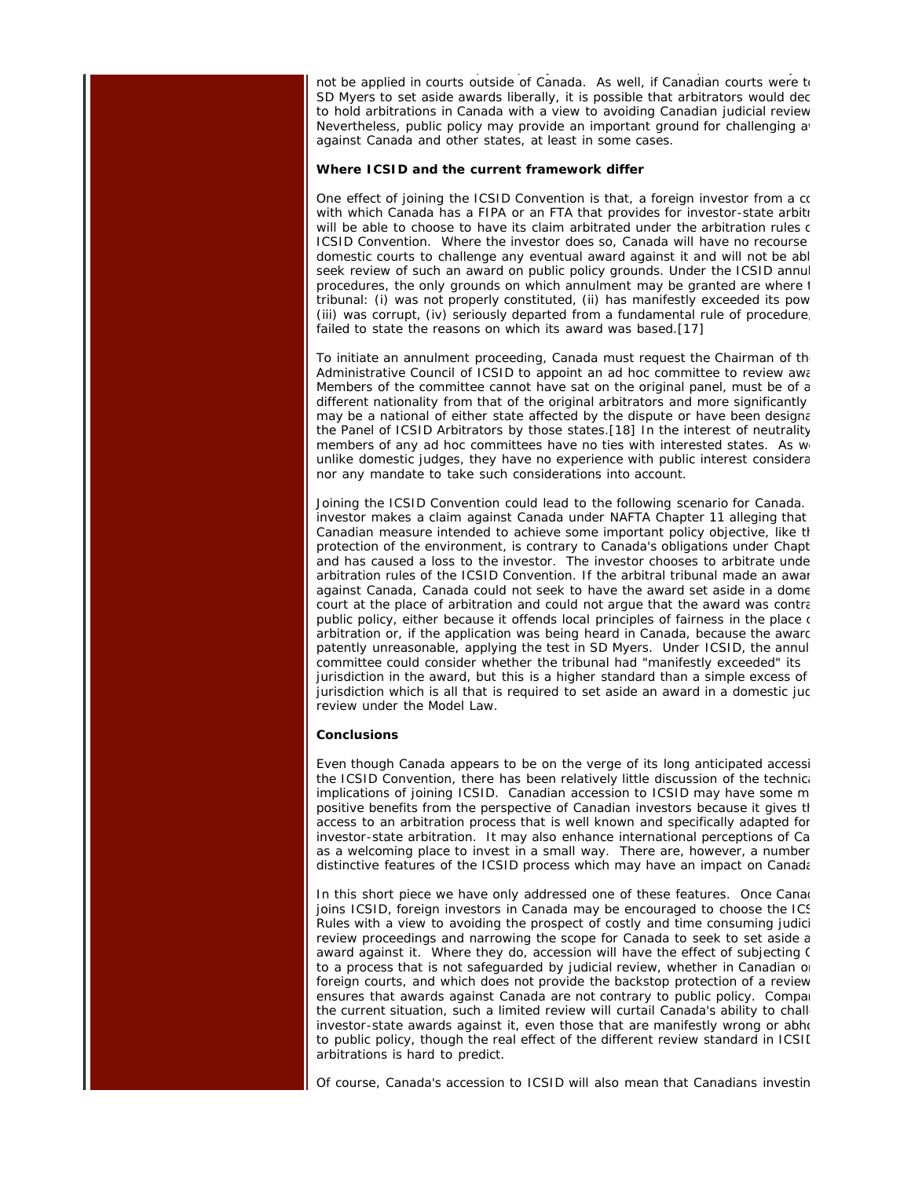not be applied in courts outside of Canada. As well, if Canadian courts were to SD Myers to set aside awards liberally, it is possible that arbitrators would dec to hold arbitrations in Canada with a view to avoiding Canadian judicial review Nevertheless, public policy may provide an important ground for challenging a against Canada and other states, at least in some cases.

**Where ICSID and the current framework differ**

One effect of joining the ICSID Convention is that, a foreign investor from a co with which Canada has a FIPA or an FTA that provides for investor-state arbitr will be able to choose to have its claim arbitrated under the arbitration rules o ICSID Convention. Where the investor does so, Canada will have no recourse domestic courts to challenge any eventual award against it and will not be abl seek review of such an award on public policy grounds. Under the ICSID annul procedures, the only grounds on which annulment may be granted are where t tribunal: (i) was not properly constituted, (ii) has manifestly exceeded its pow (iii) was corrupt, (iv) seriously departed from a fundamental rule of procedure, failed to state the reasons on which its award was based.[17]

To initiate an annulment proceeding, Canada must request the Chairman of th Administrative Council of ICSID to appoint an ad hoc committee to review awa Members of the committee cannot have sat on the original panel, must be of a different nationality from that of the original arbitrators and more significantly may be a national of either state affected by the dispute or have been designa the Panel of ICSID Arbitrators by those states.[18] In the interest of neutrality members of any ad hoc committees have no ties with interested states. As w unlike domestic judges, they have no experience with public interest considera nor any mandate to take such considerations into account.

Joining the ICSID Convention could lead to the following scenario for Canada. investor makes a claim against Canada under NAFTA Chapter 11 alleging that Canadian measure intended to achieve some important policy objective, like th protection of the environment, is contrary to Canada's obligations under Chapt and has caused a loss to the investor. The investor chooses to arbitrate unde arbitration rules of the ICSID Convention. If the arbitral tribunal made an awar against Canada, Canada could not seek to have the award set aside in a dome court at the place of arbitration and could not argue that the award was contra public policy, either because it offends local principles of fairness in the place o arbitration or, if the application was being heard in Canada, because the award patently unreasonable, applying the test in SD Myers. Under ICSID, the annul committee could consider whether the tribunal had "manifestly exceeded" its jurisdiction in the award, but this is a higher standard than a simple excess of jurisdiction which is all that is required to set aside an award in a domestic jud review under the Model Law.

**Conclusions**

Even though Canada appears to be on the verge of its long anticipated accessi the ICSID Convention, there has been relatively little discussion of the technica implications of joining ICSID. Canadian accession to ICSID may have some m positive benefits from the perspective of Canadian investors because it gives th access to an arbitration process that is well known and specifically adapted for investor-state arbitration. It may also enhance international perceptions of Ca as a welcoming place to invest in a small way. There are, however, a number distinctive features of the ICSID process which may have an impact on Canada

In this short piece we have only addressed one of these features. Once Canad joins ICSID, foreign investors in Canada may be encouraged to choose the ICS Rules with a view to avoiding the prospect of costly and time consuming judici review proceedings and narrowing the scope for Canada to seek to set aside a award against it. Where they do, accession will have the effect of subjecting C to a process that is not safeguarded by judicial review, whether in Canadian or foreign courts, and which does not provide the backstop protection of a review ensures that awards against Canada are not contrary to public policy. Compar the current situation, such a limited review will curtail Canada's ability to chall investor-state awards against it, even those that are manifestly wrong or abho to public policy, though the real effect of the different review standard in ICSID arbitrations is hard to predict.

Of course, Canada's accession to ICSID will also mean that Canadians investin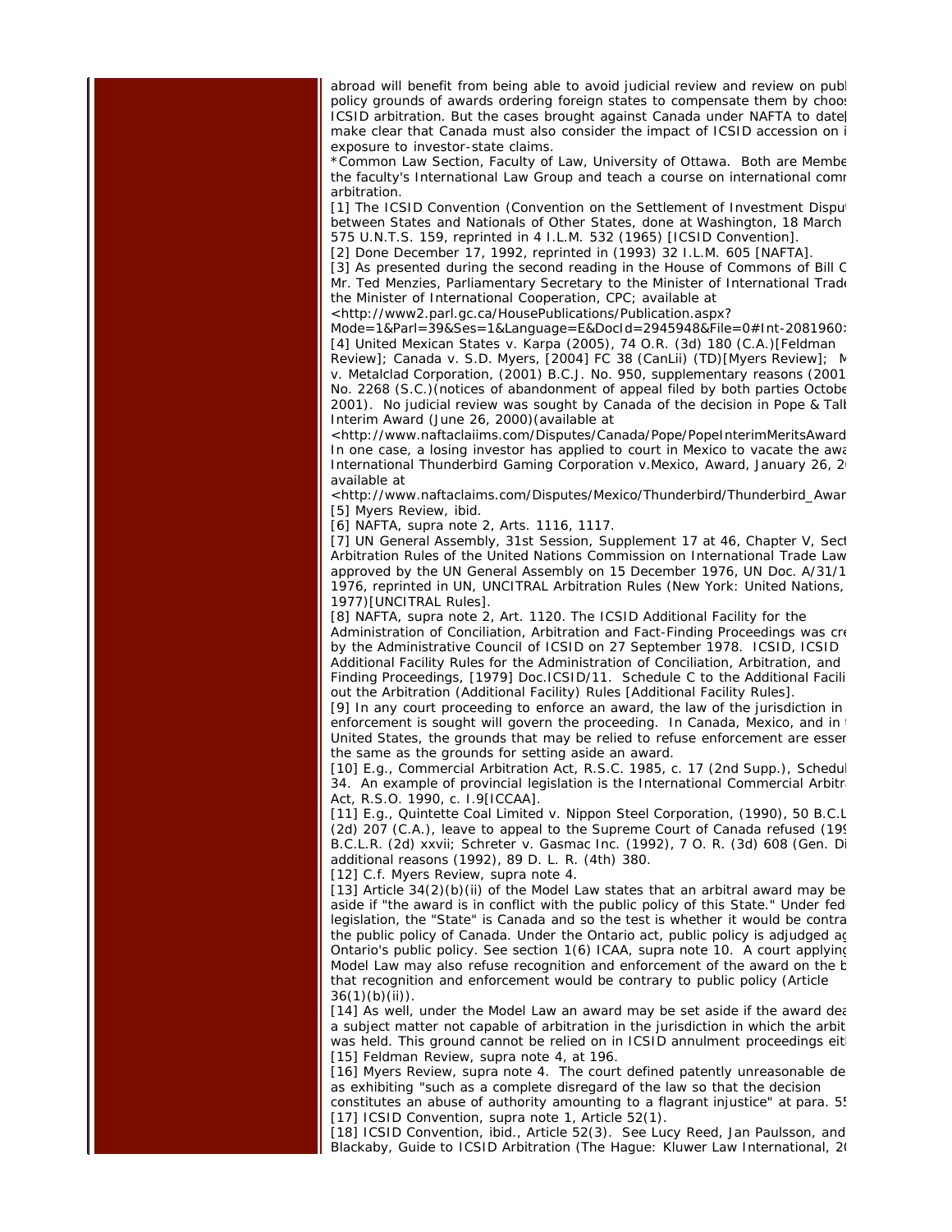abroad will benefit from being able to avoid judicial review and review on publ policy grounds of awards ordering foreign states to compensate them by choos ICSID arbitration. But the cases brought against Canada under NAFTA to date make clear that Canada must also consider the impact of ICSID accession on i exposure to investor-state claims.

*Common Law Section, Faculty of Law, University of Ottawa. Both are Membe the faculty's International Law Group and teach a course on international comr arbitration.

[1] The ICSID Convention (Convention on the Settlement of Investment Disput between States and Nationals of Other States, done at Washington, 18 March 575 U.N.T.S. 159, reprinted in 4 I.L.M. 532 (1965) [ICSID Convention].

[2] Done December 17, 1992, reprinted in (1993) 32 I.L.M. 605 [NAFTA].

[3] As presented during the second reading in the House of Commons of Bill C Mr. Ted Menzies, Parliamentary Secretary to the Minister of International Trade the Minister of International Cooperation, CPC; available at <http://www2.parl.gc.ca/HousePublications/Publication.aspx?Mode=1&Parl=39&Ses=1&Language=E&DocId=2945948&File=0#Int-2081960:

[4] United Mexican States v. Karpa (2005), 74 O.R. (3d) 180 (C.A.)[Feldman Review]; Canada v. S.D. Myers, [2004] FC 38 (CanLii) (TD)[Myers Review]; M v. Metalclad Corporation, (2001) B.C.J. No. 950, supplementary reasons (2001 No. 2268 (S.C.)(notices of abandonment of appeal filed by both parties Octobe 2001). No judicial review was sought by Canada of the decision in Pope & Talb Interim Award (June 26, 2000)(available at <http://www.naftaclaims.com/Disputes/Canada/Pope/PopeInterimMeritsAward In one case, a losing investor has applied to court in Mexico to vacate the awa International Thunderbird Gaming Corporation v.Mexico, Award, January 26, 2 available at <http://www.naftaclaims.com/Disputes/Mexico/Thunderbird/Thunderbird_Awar

[5] Myers Review, ibid.

[6] NAFTA, supra note 2, Arts. 1116, 1117.

[7] UN General Assembly, 31st Session, Supplement 17 at 46, Chapter V, Sect Arbitration Rules of the United Nations Commission on International Trade Law approved by the UN General Assembly on 15 December 1976, UN Doc. A/31/1 1976, reprinted in UN, UNCITRAL Arbitration Rules (New York: United Nations, 1977)[UNCITRAL Rules].

[8] NAFTA, supra note 2, Art. 1120. The ICSID Additional Facility for the Administration of Conciliation, Arbitration and Fact-Finding Proceedings was cre by the Administrative Council of ICSID on 27 September 1978. ICSID, ICSID Additional Facility Rules for the Administration of Conciliation, Arbitration, and Finding Proceedings, [1979] Doc.ICSID/11. Schedule C to the Additional Facili out the Arbitration (Additional Facility) Rules [Additional Facility Rules].

[9] In any court proceeding to enforce an award, the law of the jurisdiction in enforcement is sought will govern the proceeding. In Canada, Mexico, and in t United States, the grounds that may be relied to refuse enforcement are essen the same as the grounds for setting aside an award.

[10] E.g., Commercial Arbitration Act, R.S.C. 1985, c. 17 (2nd Supp.), Schedul 34. An example of provincial legislation is the International Commercial Arbitra Act, R.S.O. 1990, c. I.9[ICCAA].

[11] E.g., Quintette Coal Limited v. Nippon Steel Corporation, (1990), 50 B.C.L (2d) 207 (C.A.), leave to appeal to the Supreme Court of Canada refused (199 B.C.L.R. (2d) xxvii; Schreter v. Gasmac Inc. (1992), 7 O. R. (3d) 608 (Gen. Di additional reasons (1992), 89 D. L. R. (4th) 380.

[12] C.f. Myers Review, supra note 4.

[13] Article 34(2)(b)(ii) of the Model Law states that an arbitral award may be aside if "the award is in conflict with the public policy of this State." Under fed legislation, the "State" is Canada and so the test is whether it would be contra the public policy of Canada. Under the Ontario act, public policy is adjudged ag Ontario's public policy. See section 1(6) ICAA, supra note 10. A court applying Model Law may also refuse recognition and enforcement of the award on the b that recognition and enforcement would be contrary to public policy (Article 36(1)(b)(ii)).

[14] As well, under the Model Law an award may be set aside if the award dea a subject matter not capable of arbitration in the jurisdiction in which the arbit was held. This ground cannot be relied on in ICSID annulment proceedings eith

[15] Feldman Review, supra note 4, at 196.

[16] Myers Review, supra note 4. The court defined patently unreasonable de as exhibiting "such as a complete disregard of the law so that the decision constitutes an abuse of authority amounting to a flagrant injustice" at para. 55

[17] ICSID Convention, supra note 1, Article 52(1).

[18] ICSID Convention, ibid., Article 52(3). See Lucy Reed, Jan Paulsson, and Blackaby, Guide to ICSID Arbitration (The Hague: Kluwer Law International, 20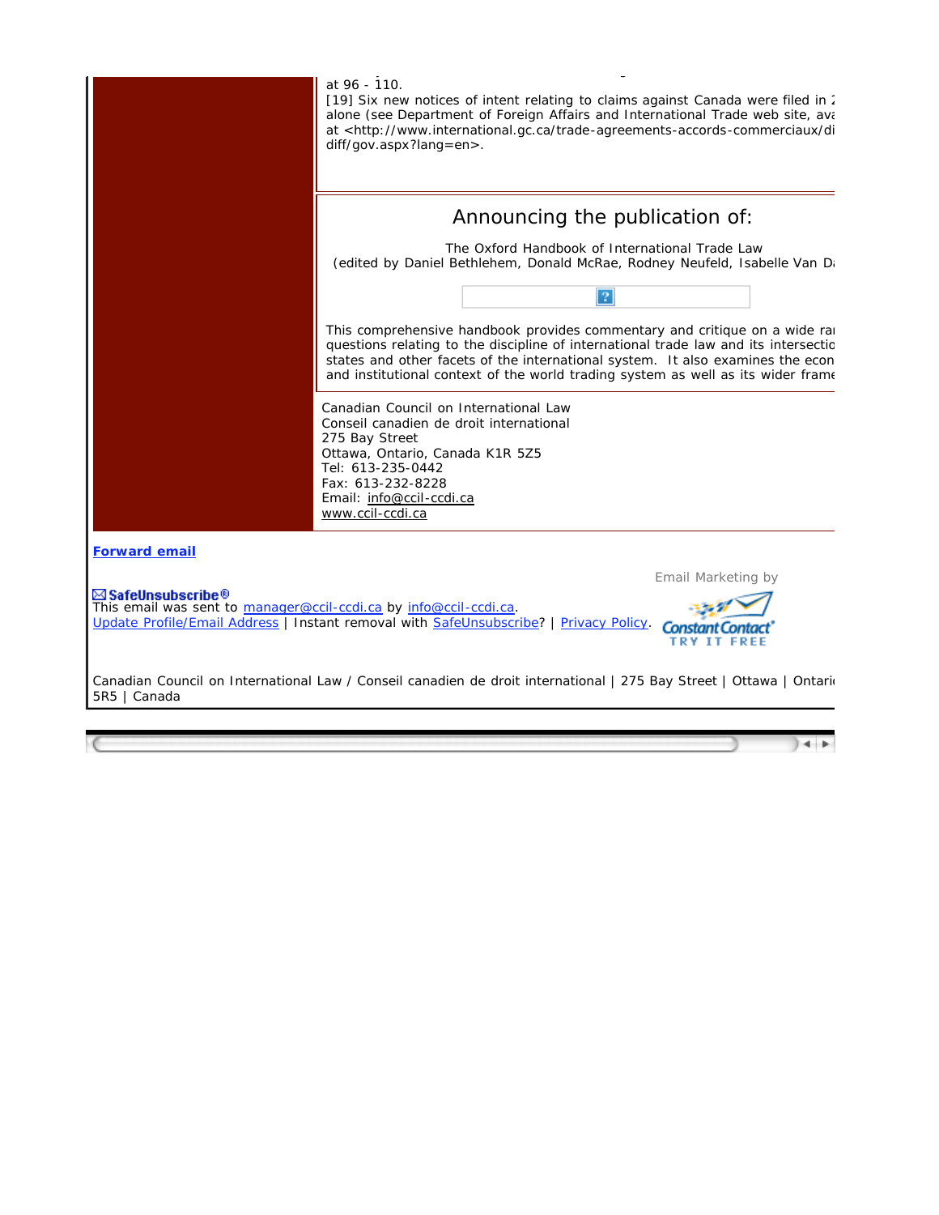at 96 - 110.

[19] Six new notices of intent relating to claims against Canada were filed in 2 alone (see Department of Foreign Affairs and International Trade web site, ava at <http://www.international.gc.ca/trade-agreements-accords-commerciaux/di diff/gov.aspx?lang=en>.

## Announcing the publication of:

The Oxford Handbook of International Trade Law
(edited by Daniel Bethlehem, Donald McRae, Rodney Neufeld, Isabelle Van Da

This comprehensive handbook provides commentary and critique on a wide ran questions relating to the discipline of international trade law and its intersectio states and other facets of the international system. It also examines the econ and institutional context of the world trading system as well as its wider frame

Canadian Council on International Law
Conseil canadien de droit international
275 Bay Street
Ottawa, Ontario, Canada K1R 5Z5
Tel: 613-235-0442
Fax: 613-232-8228
Email: info@ccil-ccdi.ca
www.ccil-ccdi.ca

**Forward email**

Email Marketing by

SafeUnsubscribe®
This email was sent to manager@ccil-ccdi.ca by info@ccil-ccdi.ca.
Update Profile/Email Address | Instant removal with SafeUnsubscribe? | Privacy Policy.

Constant Contact
TRY IT FREE

Canadian Council on International Law / Conseil canadien de droit international | 275 Bay Street | Ottawa | Ontari 5R5 | Canada